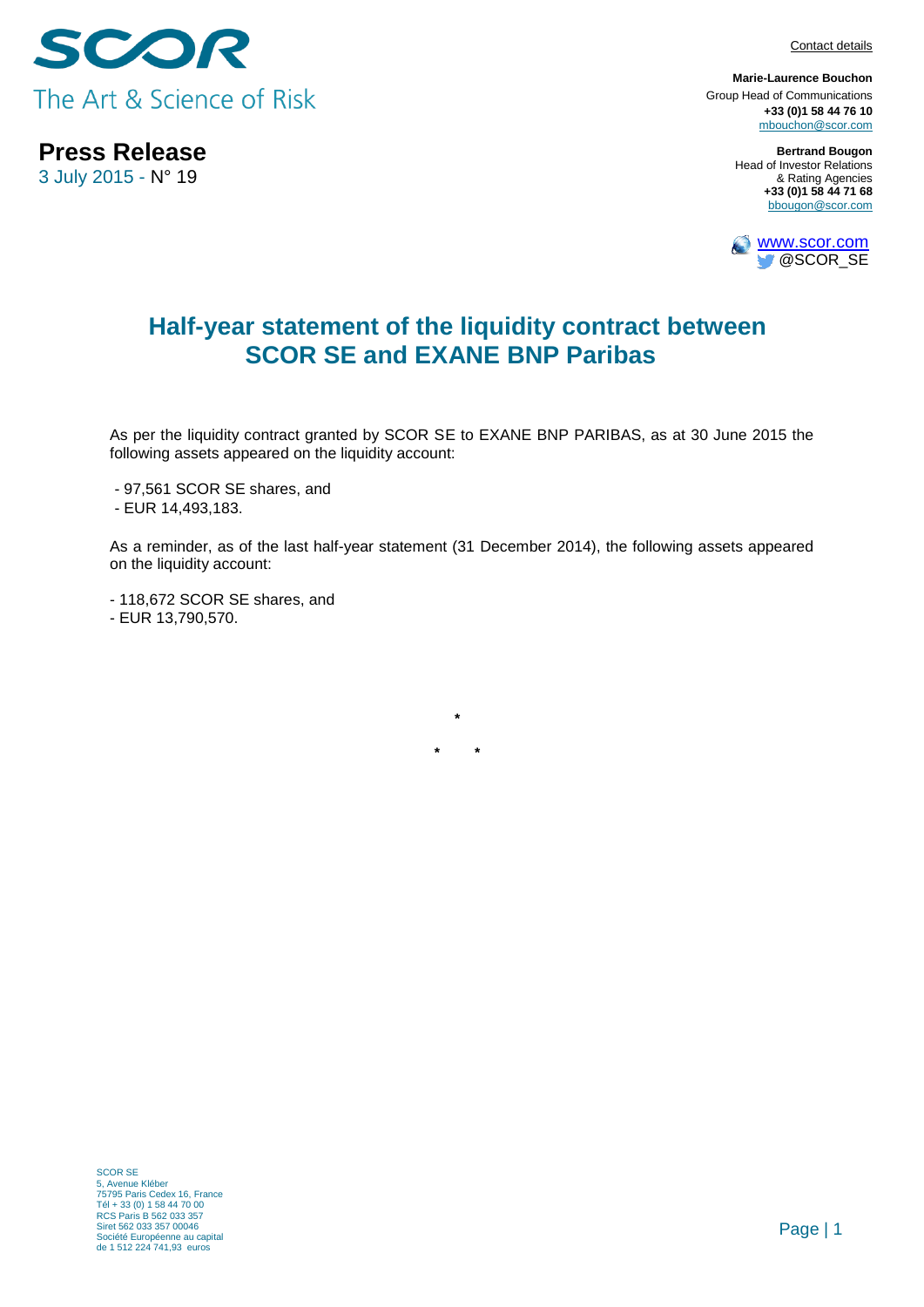SCOR

The Art & Science of Risk

**Press Release**

3 July 2015 - N° 19

Contact details

**Marie-Laurence Bouchon**
Group Head of Communications
**+33 (0)1 58 44 76 10**
mbouchon@scor.com

**Bertrand Bougon**
Head of Investor Relations
& Rating Agencies
**+33 (0)1 58 44 71 68**
bbougon@scor.com

www.scor.com
@SCOR_SE

# Half-year statement of the liquidity contract between SCOR SE and EXANE BNP Paribas

As per the liquidity contract granted by SCOR SE to EXANE BNP PARIBAS, as at 30 June 2015 the following assets appeared on the liquidity account:

- 97,561 SCOR SE shares, and
- EUR 14,493,183.

As a reminder, as of the last half-year statement (31 December 2014), the following assets appeared on the liquidity account:

- 118,672 SCOR SE shares, and
- EUR 13,790,570.

*

\*     *

SCOR SE
5, Avenue Kléber
75795 Paris Cedex 16, France
Tél + 33 (0) 1 58 44 70 00
RCS Paris B 562 033 357
Siret 562 033 357 00046
Société Européenne au capital
de 1 512 224 741,93 euros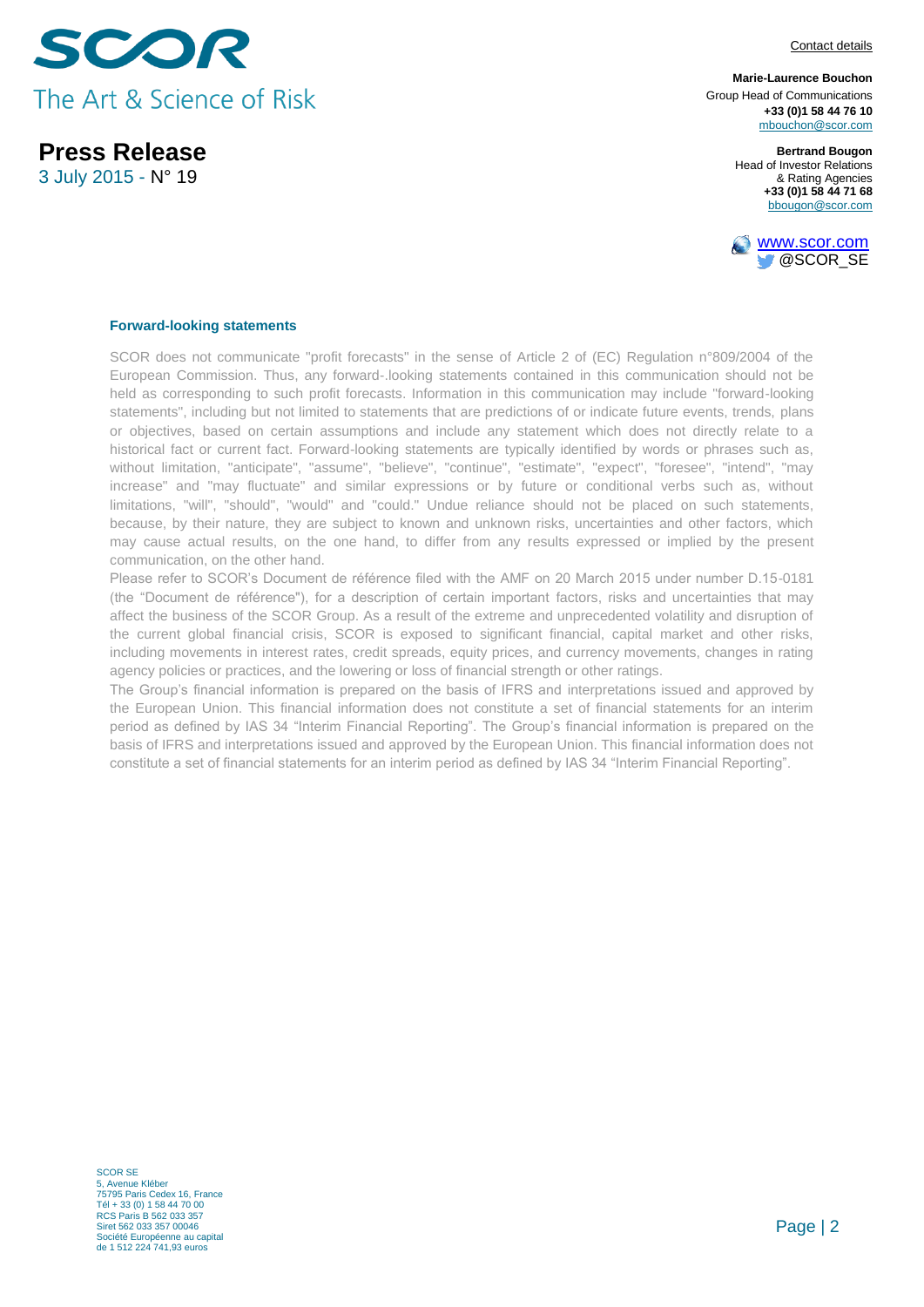**Press Release**
3 July 2015 - N° 19

Contact details

**Marie-Laurence Bouchon**
Group Head of Communications
**+33 (0)1 58 44 76 10**
mbouchon@scor.com

**Bertrand Bougon**
Head of Investor Relations
& Rating Agencies
**+33 (0)1 58 44 71 68**
bbougon@scor.com

www.scor.com
@SCOR_SE

### Forward-looking statements

SCOR does not communicate "profit forecasts" in the sense of Article 2 of (EC) Regulation n°809/2004 of the European Commission. Thus, any forward-.looking statements contained in this communication should not be held as corresponding to such profit forecasts. Information in this communication may include "forward-looking statements", including but not limited to statements that are predictions of or indicate future events, trends, plans or objectives, based on certain assumptions and include any statement which does not directly relate to a historical fact or current fact. Forward-looking statements are typically identified by words or phrases such as, without limitation, "anticipate", "assume", "believe", "continue", "estimate", "expect", "foresee", "intend", "may increase" and "may fluctuate" and similar expressions or by future or conditional verbs such as, without limitations, "will", "should", "would" and "could." Undue reliance should not be placed on such statements, because, by their nature, they are subject to known and unknown risks, uncertainties and other factors, which may cause actual results, on the one hand, to differ from any results expressed or implied by the present communication, on the other hand.

Please refer to SCOR's Document de référence filed with the AMF on 20 March 2015 under number D.15-0181 (the "Document de référence"), for a description of certain important factors, risks and uncertainties that may affect the business of the SCOR Group. As a result of the extreme and unprecedented volatility and disruption of the current global financial crisis, SCOR is exposed to significant financial, capital market and other risks, including movements in interest rates, credit spreads, equity prices, and currency movements, changes in rating agency policies or practices, and the lowering or loss of financial strength or other ratings.

The Group's financial information is prepared on the basis of IFRS and interpretations issued and approved by the European Union. This financial information does not constitute a set of financial statements for an interim period as defined by IAS 34 "Interim Financial Reporting". The Group's financial information is prepared on the basis of IFRS and interpretations issued and approved by the European Union. This financial information does not constitute a set of financial statements for an interim period as defined by IAS 34 "Interim Financial Reporting".

SCOR SE
5, Avenue Kléber
75795 Paris Cedex 16, France
Tél + 33 (0) 1 58 44 70 00
RCS Paris B 562 033 357
Siret 562 033 357 00046
Société Européenne au capital
de 1 512 224 741,93 euros